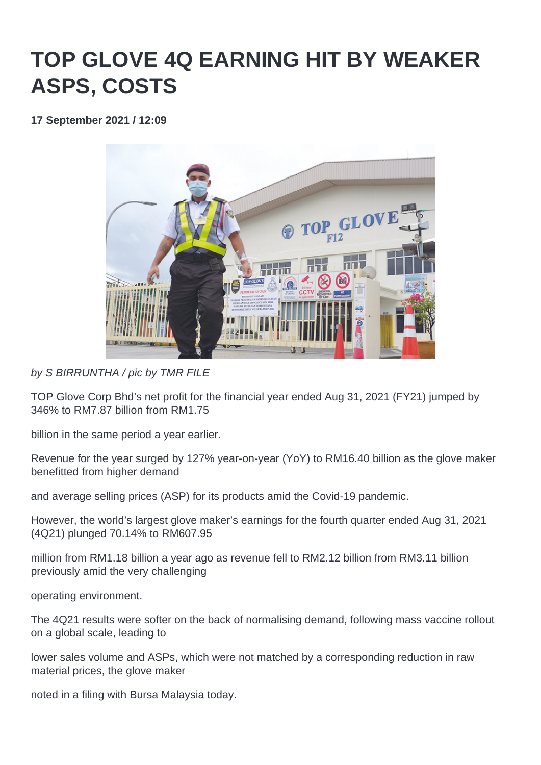# TOP GLOVE 4Q EARNING HIT BY WEAKER ASPS, COSTS

**17 September 2021 / 12:09**

*by S BIRRUNTHA / pic by TMR FILE*

TOP Glove Corp Bhd's net profit for the financial year ended Aug 31, 2021 (FY21) jumped by 346% to RM7.87 billion from RM1.75 billion in the same period a year earlier.

Revenue for the year surged by 127% year-on-year (YoY) to RM16.40 billion as the glove maker benefitted from higher demand and average selling prices (ASP) for its products amid the Covid-19 pandemic.

However, the world's largest glove maker's earnings for the fourth quarter ended Aug 31, 2021 (4Q21) plunged 70.14% to RM607.95 million from RM1.18 billion a year ago as revenue fell to RM2.12 billion from RM3.11 billion previously amid the very challenging operating environment.

The 4Q21 results were softer on the back of normalising demand, following mass vaccine rollout on a global scale, leading to lower sales volume and ASPs, which were not matched by a corresponding reduction in raw material prices, the glove maker noted in a filing with Bursa Malaysia today.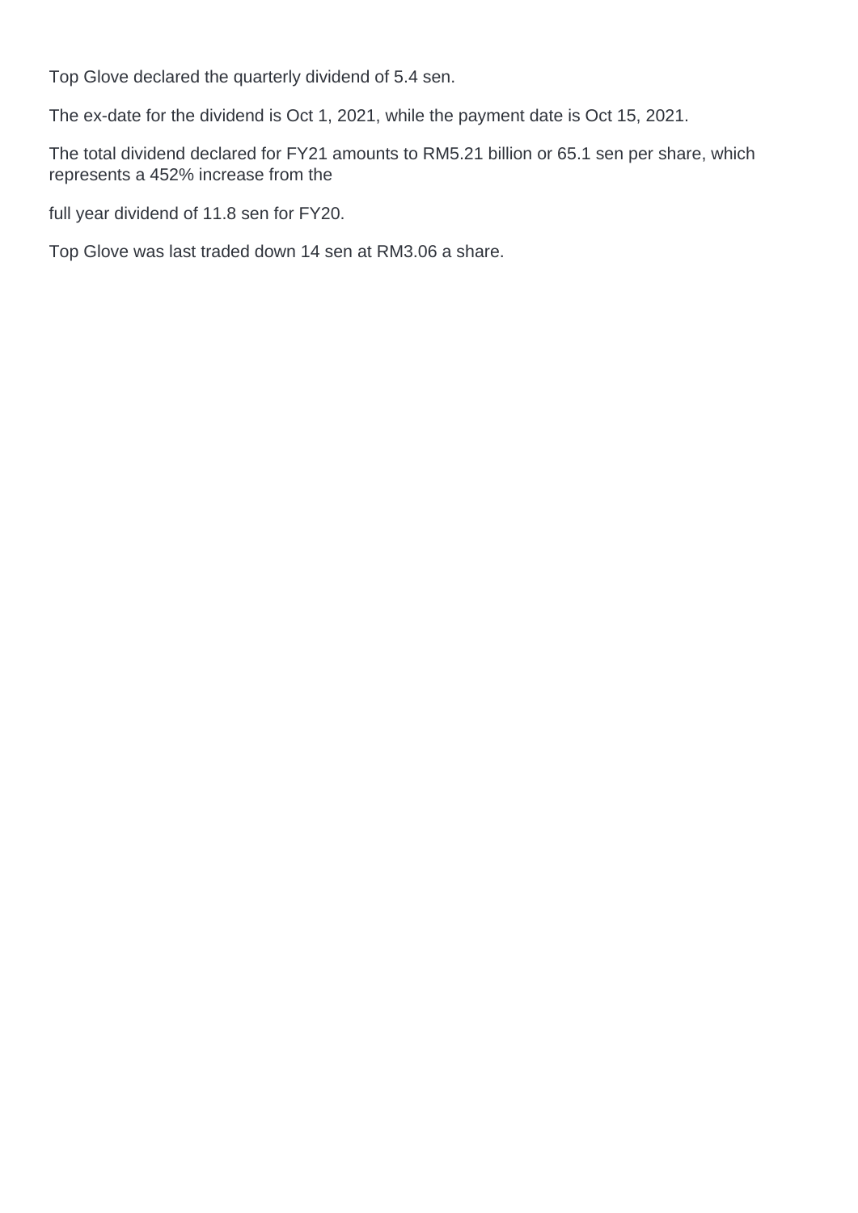Top Glove declared the quarterly dividend of 5.4 sen.

The ex-date for the dividend is Oct 1, 2021, while the payment date is Oct 15, 2021.

The total dividend declared for FY21 amounts to RM5.21 billion or 65.1 sen per share, which represents a 452% increase from the

full year dividend of 11.8 sen for FY20.

Top Glove was last traded down 14 sen at RM3.06 a share.